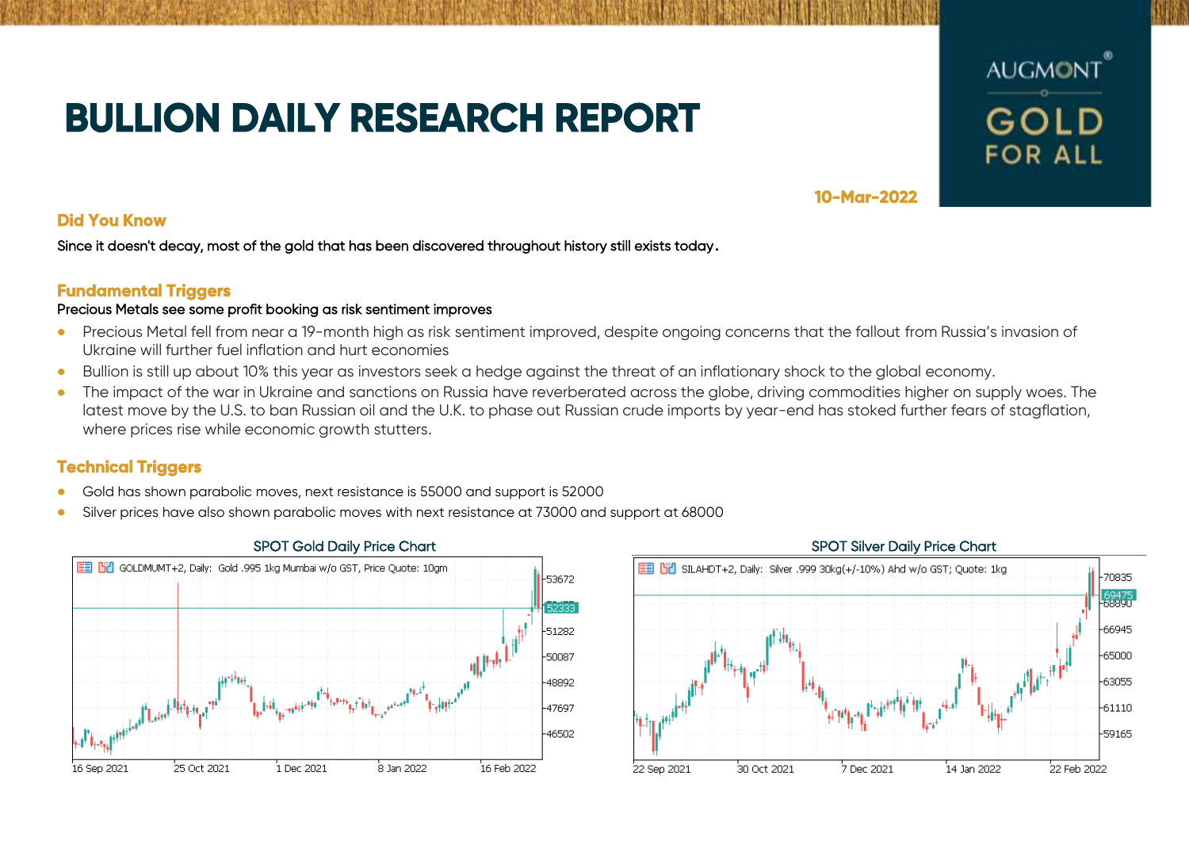# BULLION DAILY RESEARCH REPORT

AUGMONT® GOLD FOR ALL

**10-Mar-2022**

## Did You Know

Since it doesn't decay, most of the gold that has been discovered throughout history still exists today.

## Fundamental Triggers

Precious Metals see some profit booking as risk sentiment improves

- Precious Metal fell from near a 19-month high as risk sentiment improved, despite ongoing concerns that the fallout from Russia's invasion of Ukraine will further fuel inflation and hurt economies
- Bullion is still up about 10% this year as investors seek a hedge against the threat of an inflationary shock to the global economy.
- The impact of the war in Ukraine and sanctions on Russia have reverberated across the globe, driving commodities higher on supply woes. The latest move by the U.S. to ban Russian oil and the U.K. to phase out Russian crude imports by year-end has stoked further fears of stagflation, where prices rise while economic growth stutters.

## Technical Triggers

- Gold has shown parabolic moves, next resistance is 55000 and support is 52000
- Silver prices have also shown parabolic moves with next resistance at 73000 and support at 68000

SPOT Gold Daily Price Chart

GOLDMUMT+2, Daily: Gold .995 1kg Mumbai w/o GST, Price Quote: 10gm

SPOT Silver Daily Price Chart

SILAHDT+2, Daily: Silver .999 30kg(+/-10%) Ahd w/o GST; Quote: 1kg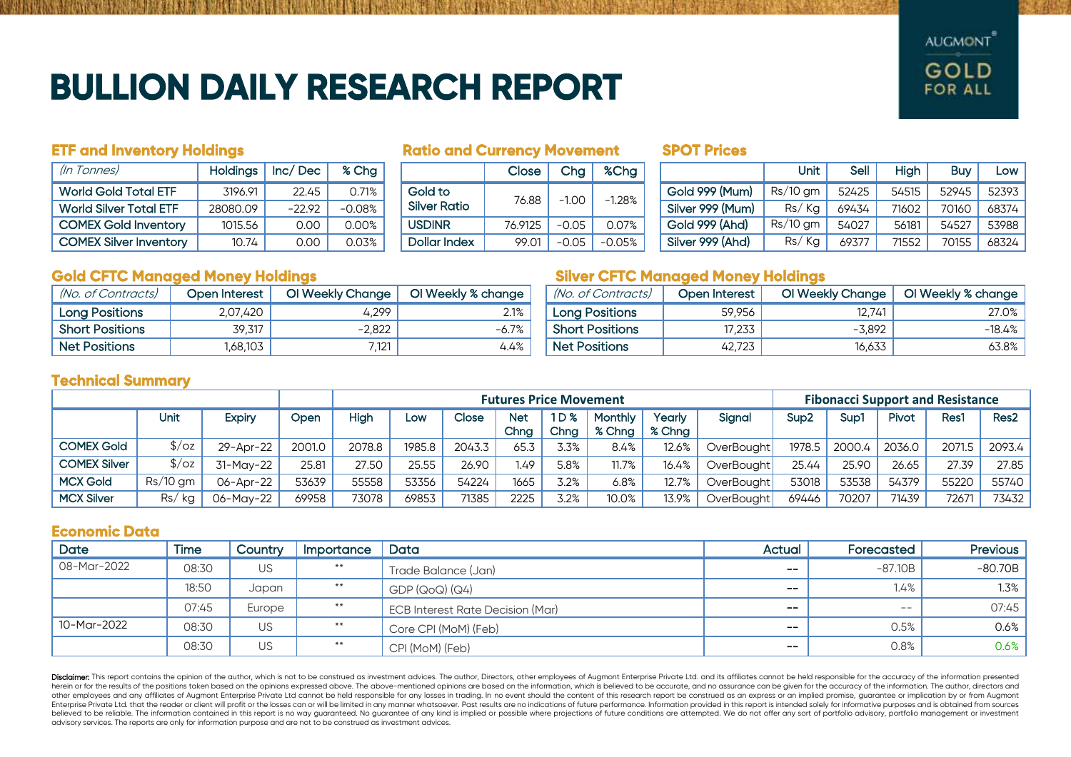# BULLION DAILY RESEARCH REPORT

AUGMONT GOLD FOR ALL

## ETF and Inventory Holdings

| *(In Tonnes)* | Holdings | Inc/ Dec | % Chg |
|---|---|---|---|
| World Gold Total ETF | 3196.91 | 22.45 | 0.71% |
| World Silver Total ETF | 28080.09 | -22.92 | -0.08% |
| COMEX Gold Inventory | 1015.56 | 0.00 | 0.00% |
| COMEX Silver Inventory | 10.74 | 0.00 | 0.03% |

## Ratio and Currency Movement

| | Close | Chg | %Chg |
|---|---|---|---|
| Gold to Silver Ratio | 76.88 | -1.00 | -1.28% |
| USDINR | 76.9125 | -0.05 | 0.07% |
| Dollar Index | 99.01 | -0.05 | -0.05% |

## SPOT Prices

| | Unit | Sell | High | Buy | Low |
|---|---|---|---|---|---|
| Gold 999 (Mum) | Rs/10 gm | 52425 | 54515 | 52945 | 52393 |
| Silver 999 (Mum) | Rs/ Kg | 69434 | 71602 | 70160 | 68374 |
| Gold 999 (Ahd) | Rs/10 gm | 54027 | 56181 | 54527 | 53988 |
| Silver 999 (Ahd) | Rs/ Kg | 69377 | 71552 | 70155 | 68324 |

## Gold CFTC Managed Money Holdings

| *(No. of Contracts)* | Open Interest | OI Weekly Change | OI Weekly % change |
|---|---|---|---|
| Long Positions | 2,07,420 | 4,299 | 2.1% |
| Short Positions | 39,317 | -2,822 | -6.7% |
| Net Positions | 1,68,103 | 7,121 | 4.4% |

## Silver CFTC Managed Money Holdings

| *(No. of Contracts)* | Open Interest | OI Weekly Change | OI Weekly % change |
|---|---|---|---|
| Long Positions | 59,956 | 12,741 | 27.0% |
| Short Positions | 17,233 | -3,892 | -18.4% |
| Net Positions | 42,723 | 16,633 | 63.8% |

## Technical Summary

| | | | | Futures Price Movement | | | | | | | | Fibonacci Support and Resistance | | | | |
|---|---|---|---|---|---|---|---|---|---|---|---|---|---|---|---|---|
| | Unit | Expiry | Open | High | Low | Close | Net Chng | 1 D % Chng | Monthly % Chng | Yearly % Chng | Signal | Sup2 | Sup1 | Pivot | Res1 | Res2 |
| COMEX Gold | $/oz | 29-Apr-22 | 2001.0 | 2078.8 | 1985.8 | 2043.3 | 65.3 | 3.3% | 8.4% | 12.6% | OverBought | 1978.5 | 2000.4 | 2036.0 | 2071.5 | 2093.4 |
| COMEX Silver | $/oz | 31-May-22 | 25.81 | 27.50 | 25.55 | 26.90 | 1.49 | 5.8% | 11.7% | 16.4% | OverBought | 25.44 | 25.90 | 26.65 | 27.39 | 27.85 |
| MCX Gold | Rs/10 gm | 06-Apr-22 | 53639 | 55558 | 53356 | 54224 | 1665 | 3.2% | 6.8% | 12.7% | OverBought | 53018 | 53538 | 54379 | 55220 | 55740 |
| MCX Silver | Rs/ kg | 06-May-22 | 69958 | 73078 | 69853 | 71385 | 2225 | 3.2% | 10.0% | 13.9% | OverBought | 69446 | 70207 | 71439 | 72671 | 73432 |

## Economic Data

| Date | Time | Country | Importance | Data | Actual | Forecasted | Previous |
|---|---|---|---|---|---|---|---|
| 08-Mar-2022 | 08:30 | US | ** | Trade Balance (Jan) | -- | -87.10B | -80.70B |
| | 18:50 | Japan | ** | GDP (QoQ) (Q4) | -- | 1.4% | 1.3% |
| | 07:45 | Europe | ** | ECB Interest Rate Decision (Mar) | -- | -- | 07:45 |
| 10-Mar-2022 | 08:30 | US | ** | Core CPI (MoM) (Feb) | -- | 0.5% | 0.6% |
| | 08:30 | US | ** | CPI (MoM) (Feb) | -- | 0.8% | 0.6% |

**Disclaimer:** This report contains the opinion of the author, which is not to be construed as investment advices. The author, Directors, other employees of Augmont Enterprise Private Ltd. and its affiliates cannot be held responsible for the accuracy of the information presented herein or for the results of the positions taken based on the opinions expressed above. The above-mentioned opinions are based on the information, which is believed to be accurate, and no assurance can be given for the accuracy of the information. The author, directors and other employees and any affiliates of Augmont Enterprise Private Ltd cannot be held responsible for any losses in trading. In no event should the content of this research report be construed as an express or an implied promise, guarantee or implication by or from Augmont Enterprise Private Ltd. that the reader or client will profit or the losses can or will be limited in any manner whatsoever. Past results are no indications of future performance. Information provided in this report is intended solely for informative purposes and is obtained from sources believed to be reliable. The information contained in this report is no way guaranteed. No guarantee of any kind is implied or possible where projections of future conditions are attempted. We do not offer any sort of portfolio advisory, portfolio management or investment advisory services. The reports are only for information purpose and are not to be construed as investment advices.